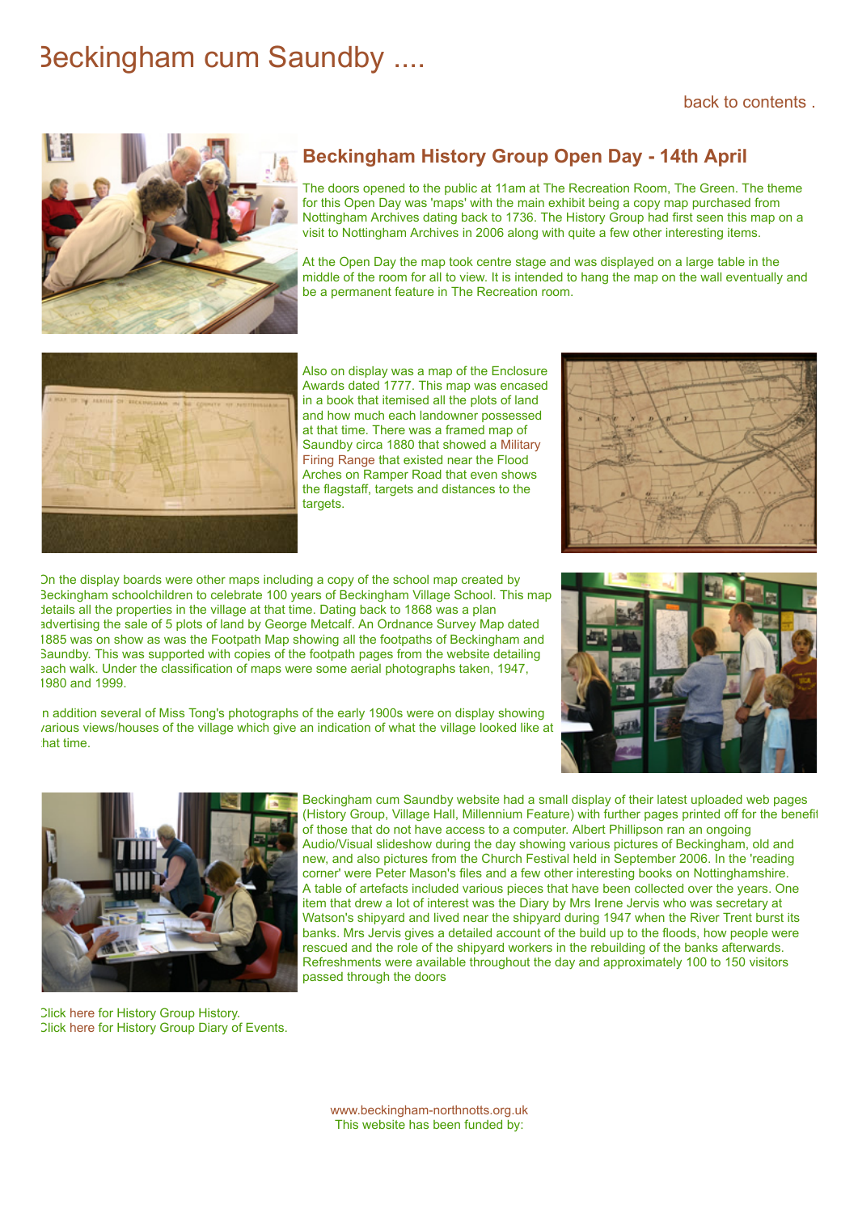# Beckingham cum Saundby ....

back to contents .

## Beckingham History Group Open Day - 14th April

The doors opened to the public at 11am at The Recreation Room, The Green. The theme for this Open Day was 'maps' with the main exhibit being a copy map purchased from Nottingham Archives dating back to 1736. The History Group had first seen this map on a visit to Nottingham Archives in 2006 along with quite a few other interesting items.

At the Open Day the map took centre stage and was displayed on a large table in the middle of the room for all to view. It is intended to hang the map on the wall eventually and be a permanent feature in The Recreation room.

Also on display was a map of the Enclosure Awards dated 1777. This map was encased in a book that itemised all the plots of land and how much each landowner possessed at that time. There was a framed map of Saundby circa 1880 that showed a Military Firing Range that existed near the Flood Arches on Ramper Road that even shows the flagstaff, targets and distances to the targets.

On the display boards were other maps including a copy of the school map created by Beckingham schoolchildren to celebrate 100 years of Beckingham Village School. This map details all the properties in the village at that time. Dating back to 1868 was a plan advertising the sale of 5 plots of land by George Metcalf. An Ordnance Survey Map dated 1885 was on show as was the Footpath Map showing all the footpaths of Beckingham and Saundby. This was supported with copies of the footpath pages from the website detailing each walk. Under the classification of maps were some aerial photographs taken, 1947, 1980 and 1999.

In addition several of Miss Tong's photographs of the early 1900s were on display showing various views/houses of the village which give an indication of what the village looked like at that time.

Beckingham cum Saundby website had a small display of their latest uploaded web pages (History Group, Village Hall, Millennium Feature) with further pages printed off for the benefit of those that do not have access to a computer. Albert Phillipson ran an ongoing Audio/Visual slideshow during the day showing various pictures of Beckingham, old and new, and also pictures from the Church Festival held in September 2006. In the 'reading corner' were Peter Mason's files and a few other interesting books on Nottinghamshire. A table of artefacts included various pieces that have been collected over the years. One item that drew a lot of interest was the Diary by Mrs Irene Jervis who was secretary at Watson's shipyard and lived near the shipyard during 1947 when the River Trent burst its banks. Mrs Jervis gives a detailed account of the build up to the floods, how people were rescued and the role of the shipyard workers in the rebuilding of the banks afterwards. Refreshments were available throughout the day and approximately 100 to 150 visitors passed through the doors

Click here for History Group History.
Click here for History Group Diary of Events.

www.beckingham-northnotts.org.uk
This website has been funded by: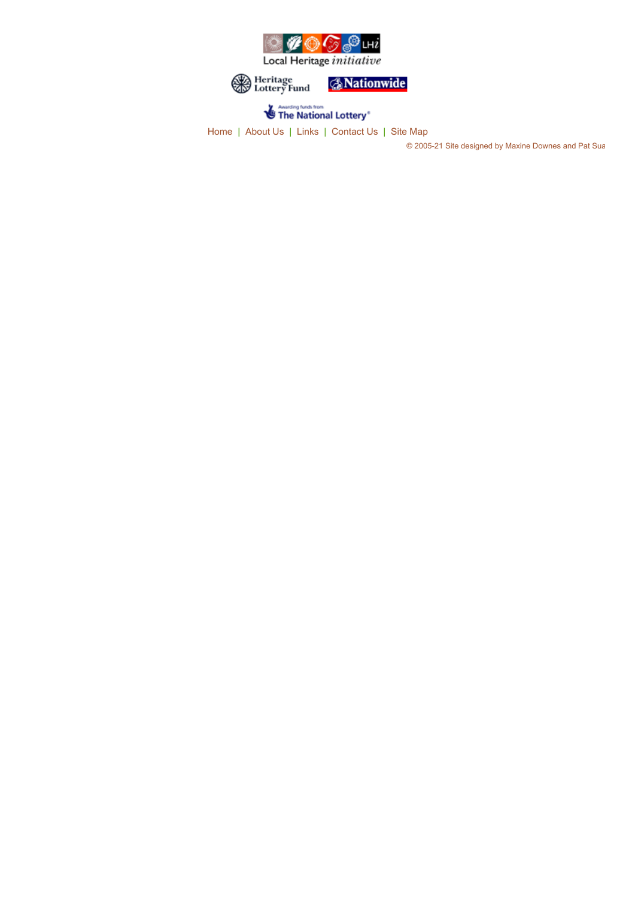Local Heritage *initiative*

Heritage Lottery Fund

Nationwide

Awarding funds from The National Lottery®

Home | About Us | Links | Contact Us | Site Map

© 2005-21 Site designed by Maxine Downes and Pat Sua